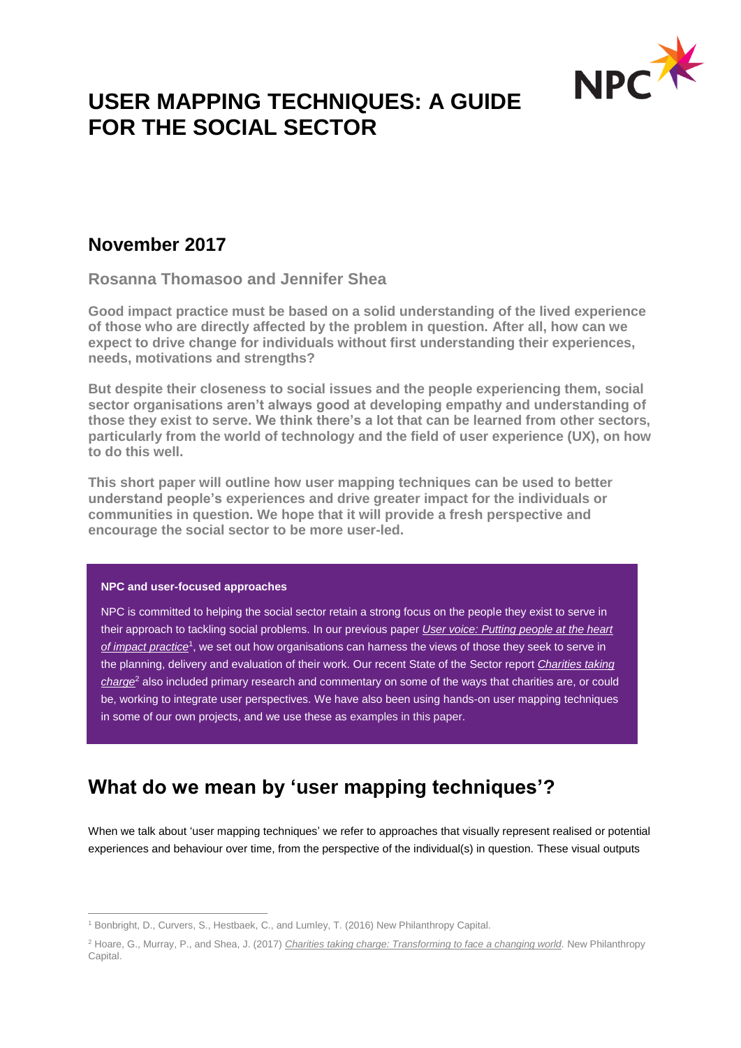# USER MAPPING TECHNIQUES: A GUIDE FOR THE SOCIAL SECTOR

## November 2017

**Rosanna Thomasoo and Jennifer Shea**

**Good impact practice must be based on a solid understanding of the lived experience of those who are directly affected by the problem in question. After all, how can we expect to drive change for individuals without first understanding their experiences, needs, motivations and strengths?**

**But despite their closeness to social issues and the people experiencing them, social sector organisations aren't always good at developing empathy and understanding of those they exist to serve. We think there's a lot that can be learned from other sectors, particularly from the world of technology and the field of user experience (UX), on how to do this well.**

**This short paper will outline how user mapping techniques can be used to better understand people's experiences and drive greater impact for the individuals or communities in question. We hope that it will provide a fresh perspective and encourage the social sector to be more user-led.**

> **NPC and user-focused approaches**
>
> NPC is committed to helping the social sector retain a strong focus on the people they exist to serve in their approach to tackling social problems. In our previous paper *User voice: Putting people at the heart of impact practice*[1], we set out how organisations can harness the views of those they seek to serve in the planning, delivery and evaluation of their work. Our recent State of the Sector report *Charities taking charge*[2] also included primary research and commentary on some of the ways that charities are, or could be, working to integrate user perspectives. We have also been using hands-on user mapping techniques in some of our own projects, and we use these as examples in this paper.

## What do we mean by 'user mapping techniques'?

When we talk about 'user mapping techniques' we refer to approaches that visually represent realised or potential experiences and behaviour over time, from the perspective of the individual(s) in question. These visual outputs

---

[1] Bonbright, D., Curvers, S., Hestbaek, C., and Lumley, T. (2016) New Philanthropy Capital.

[2] Hoare, G., Murray, P., and Shea, J. (2017) *Charities taking charge: Transforming to face a changing world*. New Philanthropy Capital.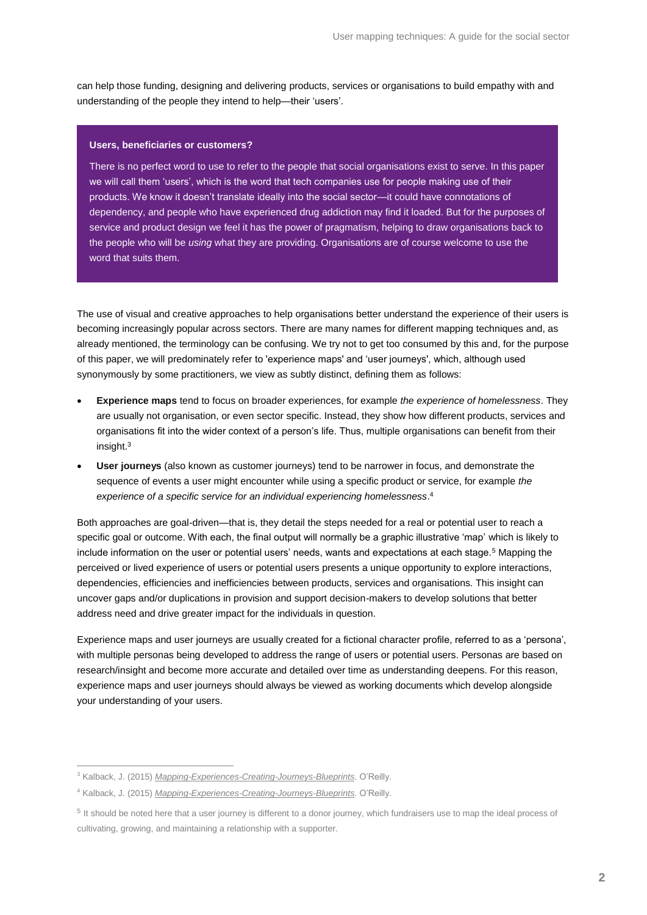can help those funding, designing and delivering products, services or organisations to build empathy with and understanding of the people they intend to help—their 'users'.

> **Users, beneficiaries or customers?**
>
> There is no perfect word to use to refer to the people that social organisations exist to serve. In this paper we will call them 'users', which is the word that tech companies use for people making use of their products. We know it doesn't translate ideally into the social sector—it could have connotations of dependency, and people who have experienced drug addiction may find it loaded. But for the purposes of service and product design we feel it has the power of pragmatism, helping to draw organisations back to the people who will be *using* what they are providing. Organisations are of course welcome to use the word that suits them.

The use of visual and creative approaches to help organisations better understand the experience of their users is becoming increasingly popular across sectors. There are many names for different mapping techniques and, as already mentioned, the terminology can be confusing. We try not to get too consumed by this and, for the purpose of this paper, we will predominately refer to 'experience maps' and 'user journeys', which, although used synonymously by some practitioners, we view as subtly distinct, defining them as follows:

- **Experience maps** tend to focus on broader experiences, for example *the experience of homelessness*. They are usually not organisation, or even sector specific. Instead, they show how different products, services and organisations fit into the wider context of a person's life. Thus, multiple organisations can benefit from their insight.[3]
- **User journeys** (also known as customer journeys) tend to be narrower in focus, and demonstrate the sequence of events a user might encounter while using a specific product or service, for example *the experience of a specific service for an individual experiencing homelessness*.[4]

Both approaches are goal-driven—that is, they detail the steps needed for a real or potential user to reach a specific goal or outcome. With each, the final output will normally be a graphic illustrative 'map' which is likely to include information on the user or potential users' needs, wants and expectations at each stage.[5] Mapping the perceived or lived experience of users or potential users presents a unique opportunity to explore interactions, dependencies, efficiencies and inefficiencies between products, services and organisations. This insight can uncover gaps and/or duplications in provision and support decision-makers to develop solutions that better address need and drive greater impact for the individuals in question.

Experience maps and user journeys are usually created for a fictional character profile, referred to as a 'persona', with multiple personas being developed to address the range of users or potential users. Personas are based on research/insight and become more accurate and detailed over time as understanding deepens. For this reason, experience maps and user journeys should always be viewed as working documents which develop alongside your understanding of your users.

---

[3] Kalback, J. (2015) *Mapping-Experiences-Creating-Journeys-Blueprints*. O'Reilly.

[4] Kalback, J. (2015) *Mapping-Experiences-Creating-Journeys-Blueprints*. O'Reilly.

[5] It should be noted here that a user journey is different to a donor journey, which fundraisers use to map the ideal process of cultivating, growing, and maintaining a relationship with a supporter.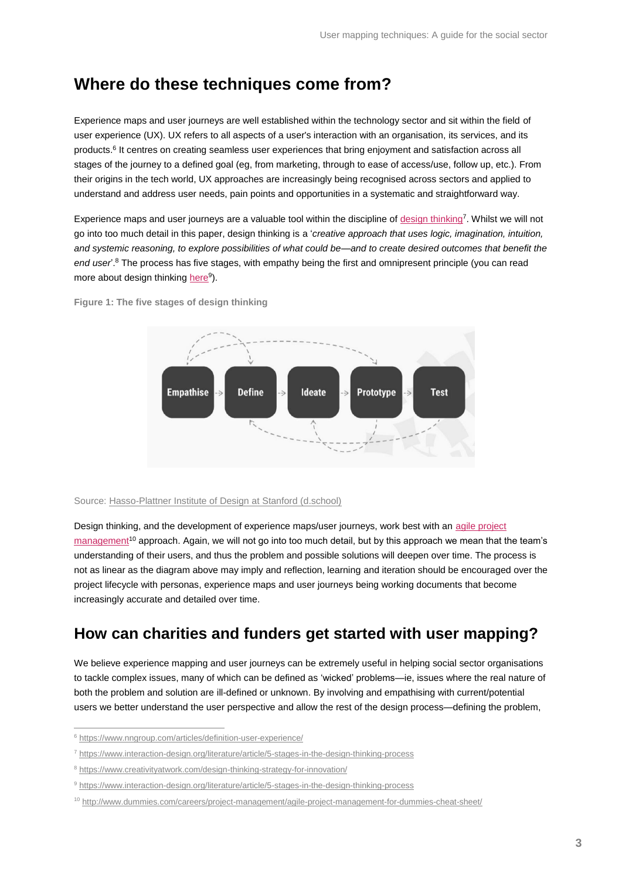## Where do these techniques come from?

Experience maps and user journeys are well established within the technology sector and sit within the field of user experience (UX). UX refers to all aspects of a user's interaction with an organisation, its services, and its products.[6] It centres on creating seamless user experiences that bring enjoyment and satisfaction across all stages of the journey to a defined goal (eg, from marketing, through to ease of access/use, follow up, etc.). From their origins in the tech world, UX approaches are increasingly being recognised across sectors and applied to understand and address user needs, pain points and opportunities in a systematic and straightforward way.

Experience maps and user journeys are a valuable tool within the discipline of design thinking[7]. Whilst we will not go into too much detail in this paper, design thinking is a '*creative approach that uses logic, imagination, intuition, and systemic reasoning, to explore possibilities of what could be—and to create desired outcomes that benefit the end user*'.[8] The process has five stages, with empathy being the first and omnipresent principle (you can read more about design thinking here[9]).

**Figure 1: The five stages of design thinking**

Empathise → Define → Ideate → Prototype → Test

Source: Hasso-Plattner Institute of Design at Stanford (d.school)

Design thinking, and the development of experience maps/user journeys, work best with an agile project management[10] approach. Again, we will not go into too much detail, but by this approach we mean that the team's understanding of their users, and thus the problem and possible solutions will deepen over time. The process is not as linear as the diagram above may imply and reflection, learning and iteration should be encouraged over the project lifecycle with personas, experience maps and user journeys being working documents that become increasingly accurate and detailed over time.

## How can charities and funders get started with user mapping?

We believe experience mapping and user journeys can be extremely useful in helping social sector organisations to tackle complex issues, many of which can be defined as 'wicked' problems—ie, issues where the real nature of both the problem and solution are ill-defined or unknown. By involving and empathising with current/potential users we better understand the user perspective and allow the rest of the design process—defining the problem,

[6] https://www.nngroup.com/articles/definition-user-experience/

[7] https://www.interaction-design.org/literature/article/5-stages-in-the-design-thinking-process

[8] https://www.creativityatwork.com/design-thinking-strategy-for-innovation/

[9] https://www.interaction-design.org/literature/article/5-stages-in-the-design-thinking-process

[10] http://www.dummies.com/careers/project-management/agile-project-management-for-dummies-cheat-sheet/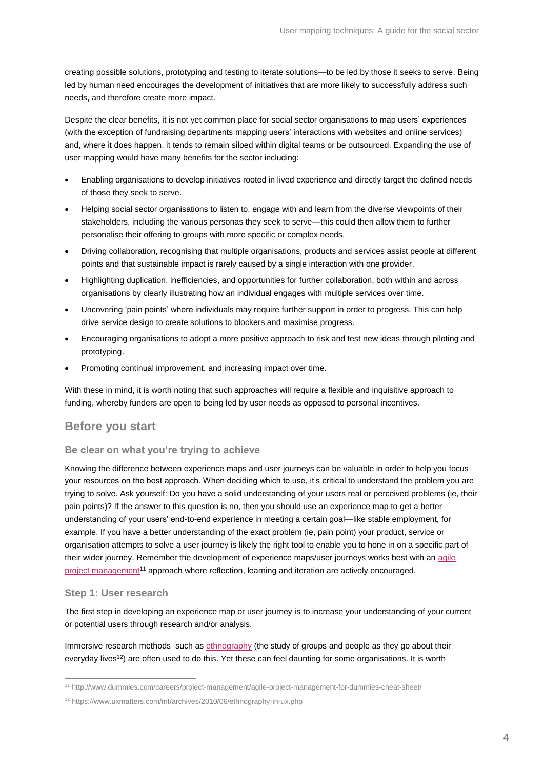creating possible solutions, prototyping and testing to iterate solutions—to be led by those it seeks to serve. Being led by human need encourages the development of initiatives that are more likely to successfully address such needs, and therefore create more impact.

Despite the clear benefits, it is not yet common place for social sector organisations to map users' experiences (with the exception of fundraising departments mapping users' interactions with websites and online services) and, where it does happen, it tends to remain siloed within digital teams or be outsourced. Expanding the use of user mapping would have many benefits for the sector including:

- Enabling organisations to develop initiatives rooted in lived experience and directly target the defined needs of those they seek to serve.
- Helping social sector organisations to listen to, engage with and learn from the diverse viewpoints of their stakeholders, including the various personas they seek to serve—this could then allow them to further personalise their offering to groups with more specific or complex needs.
- Driving collaboration, recognising that multiple organisations, products and services assist people at different points and that sustainable impact is rarely caused by a single interaction with one provider.
- Highlighting duplication, inefficiencies, and opportunities for further collaboration, both within and across organisations by clearly illustrating how an individual engages with multiple services over time.
- Uncovering 'pain points' where individuals may require further support in order to progress. This can help drive service design to create solutions to blockers and maximise progress.
- Encouraging organisations to adopt a more positive approach to risk and test new ideas through piloting and prototyping.
- Promoting continual improvement, and increasing impact over time.

With these in mind, it is worth noting that such approaches will require a flexible and inquisitive approach to funding, whereby funders are open to being led by user needs as opposed to personal incentives.

## Before you start

### Be clear on what you're trying to achieve

Knowing the difference between experience maps and user journeys can be valuable in order to help you focus your resources on the best approach. When deciding which to use, it's critical to understand the problem you are trying to solve. Ask yourself: Do you have a solid understanding of your users real or perceived problems (ie, their pain points)? If the answer to this question is no, then you should use an experience map to get a better understanding of your users' end-to-end experience in meeting a certain goal—like stable employment, for example. If you have a better understanding of the exact problem (ie, pain point) your product, service or organisation attempts to solve a user journey is likely the right tool to enable you to hone in on a specific part of their wider journey. Remember the development of experience maps/user journeys works best with an agile project management[11] approach where reflection, learning and iteration are actively encouraged.

### Step 1: User research

The first step in developing an experience map or user journey is to increase your understanding of your current or potential users through research and/or analysis.

Immersive research methods such as ethnography (the study of groups and people as they go about their everyday lives[12]) are often used to do this. Yet these can feel daunting for some organisations. It is worth

[11] http://www.dummies.com/careers/project-management/agile-project-management-for-dummies-cheat-sheet/

[12] https://www.uxmatters.com/mt/archives/2010/06/ethnography-in-ux.php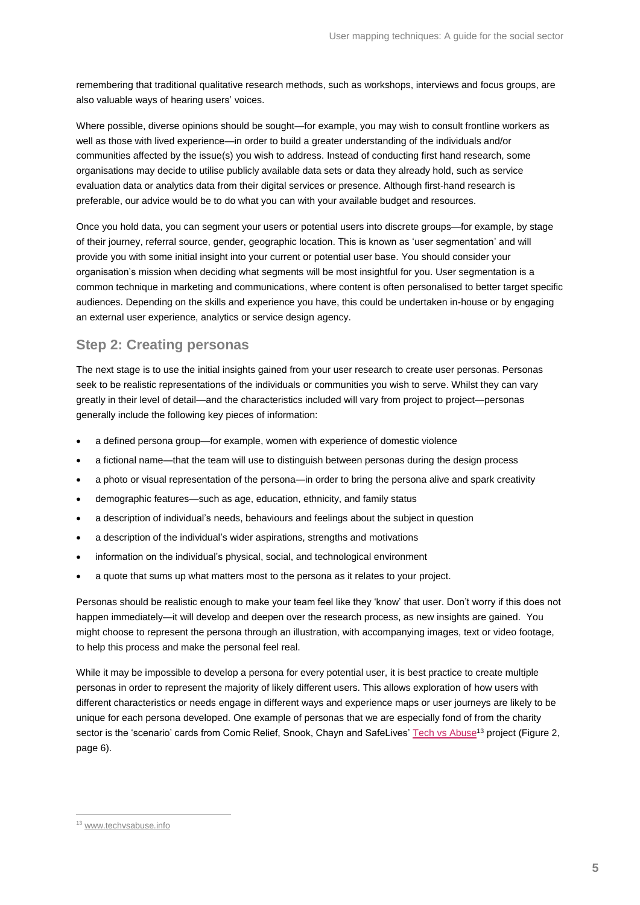remembering that traditional qualitative research methods, such as workshops, interviews and focus groups, are also valuable ways of hearing users' voices.

Where possible, diverse opinions should be sought—for example, you may wish to consult frontline workers as well as those with lived experience—in order to build a greater understanding of the individuals and/or communities affected by the issue(s) you wish to address. Instead of conducting first hand research, some organisations may decide to utilise publicly available data sets or data they already hold, such as service evaluation data or analytics data from their digital services or presence. Although first-hand research is preferable, our advice would be to do what you can with your available budget and resources.

Once you hold data, you can segment your users or potential users into discrete groups—for example, by stage of their journey, referral source, gender, geographic location. This is known as 'user segmentation' and will provide you with some initial insight into your current or potential user base. You should consider your organisation's mission when deciding what segments will be most insightful for you. User segmentation is a common technique in marketing and communications, where content is often personalised to better target specific audiences. Depending on the skills and experience you have, this could be undertaken in-house or by engaging an external user experience, analytics or service design agency.

## Step 2: Creating personas

The next stage is to use the initial insights gained from your user research to create user personas. Personas seek to be realistic representations of the individuals or communities you wish to serve. Whilst they can vary greatly in their level of detail—and the characteristics included will vary from project to project—personas generally include the following key pieces of information:

- a defined persona group—for example, women with experience of domestic violence
- a fictional name—that the team will use to distinguish between personas during the design process
- a photo or visual representation of the persona—in order to bring the persona alive and spark creativity
- demographic features—such as age, education, ethnicity, and family status
- a description of individual's needs, behaviours and feelings about the subject in question
- a description of the individual's wider aspirations, strengths and motivations
- information on the individual's physical, social, and technological environment
- a quote that sums up what matters most to the persona as it relates to your project.

Personas should be realistic enough to make your team feel like they 'know' that user. Don't worry if this does not happen immediately—it will develop and deepen over the research process, as new insights are gained. You might choose to represent the persona through an illustration, with accompanying images, text or video footage, to help this process and make the personal feel real.

While it may be impossible to develop a persona for every potential user, it is best practice to create multiple personas in order to represent the majority of likely different users. This allows exploration of how users with different characteristics or needs engage in different ways and experience maps or user journeys are likely to be unique for each persona developed. One example of personas that we are especially fond of from the charity sector is the 'scenario' cards from Comic Relief, Snook, Chayn and SafeLives' Tech vs Abuse[13] project (Figure 2, page 6).

[13] www.techvsabuse.info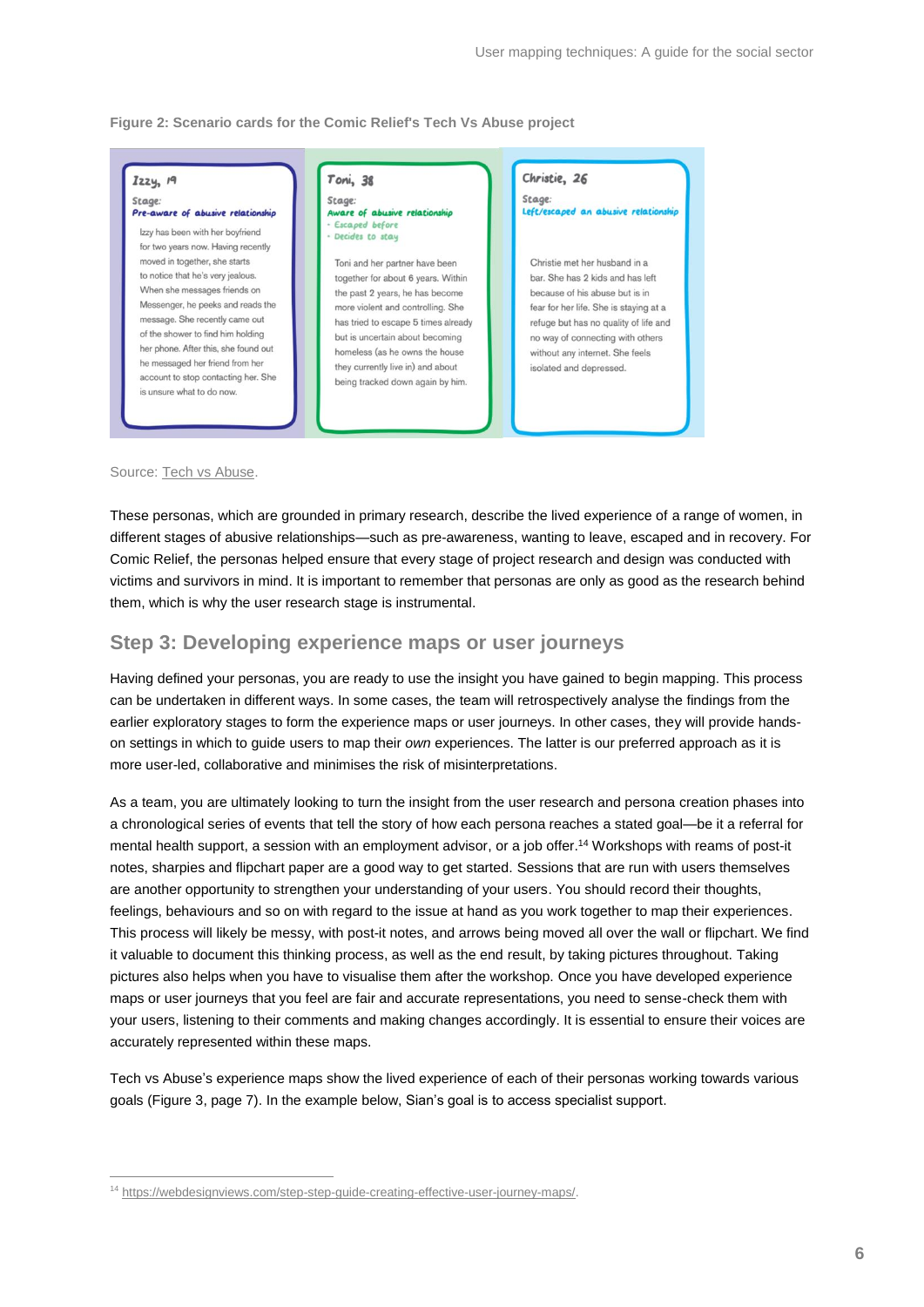Figure 2: Scenario cards for the Comic Relief's Tech Vs Abuse project

**Izzy, 19**
Stage:
*Pre-aware of abusive relationship*

Izzy has been with her boyfriend for two years now. Having recently moved in together, she starts to notice that he's very jealous. When she messages friends on Messenger, he peeks and reads the message. She recently came out of the shower to find him holding her phone. After this, she found out he messaged her friend from her account to stop contacting her. She is unsure what to do now.

**Toni, 38**
Stage:
*Aware of abusive relationship*
- Escaped before
- Decides to stay

Toni and her partner have been together for about 6 years. Within the past 2 years, he has become more violent and controlling. She has tried to escape 5 times already but is uncertain about becoming homeless (as he owns the house they currently live in) and about being tracked down again by him.

**Christie, 26**
Stage:
*Left/escaped an abusive relationship*

Christie met her husband in a bar. She has 2 kids and has left because of his abuse but is in fear for her life. She is staying at a refuge but has no quality of life and no way of connecting with others without any internet. She feels isolated and depressed.

Source: Tech vs Abuse.

These personas, which are grounded in primary research, describe the lived experience of a range of women, in different stages of abusive relationships—such as pre-awareness, wanting to leave, escaped and in recovery. For Comic Relief, the personas helped ensure that every stage of project research and design was conducted with victims and survivors in mind. It is important to remember that personas are only as good as the research behind them, which is why the user research stage is instrumental.

## Step 3: Developing experience maps or user journeys

Having defined your personas, you are ready to use the insight you have gained to begin mapping. This process can be undertaken in different ways. In some cases, the team will retrospectively analyse the findings from the earlier exploratory stages to form the experience maps or user journeys. In other cases, they will provide hands-on settings in which to guide users to map their *own* experiences. The latter is our preferred approach as it is more user-led, collaborative and minimises the risk of misinterpretations.

As a team, you are ultimately looking to turn the insight from the user research and persona creation phases into a chronological series of events that tell the story of how each persona reaches a stated goal—be it a referral for mental health support, a session with an employment advisor, or a job offer.[14] Workshops with reams of post-it notes, sharpies and flipchart paper are a good way to get started. Sessions that are run with users themselves are another opportunity to strengthen your understanding of your users. You should record their thoughts, feelings, behaviours and so on with regard to the issue at hand as you work together to map their experiences. This process will likely be messy, with post-it notes, and arrows being moved all over the wall or flipchart. We find it valuable to document this thinking process, as well as the end result, by taking pictures throughout. Taking pictures also helps when you have to visualise them after the workshop. Once you have developed experience maps or user journeys that you feel are fair and accurate representations, you need to sense-check them with your users, listening to their comments and making changes accordingly. It is essential to ensure their voices are accurately represented within these maps.

Tech vs Abuse's experience maps show the lived experience of each of their personas working towards various goals (Figure 3, page 7). In the example below, Sian's goal is to access specialist support.

[14] https://webdesignviews.com/step-step-guide-creating-effective-user-journey-maps/.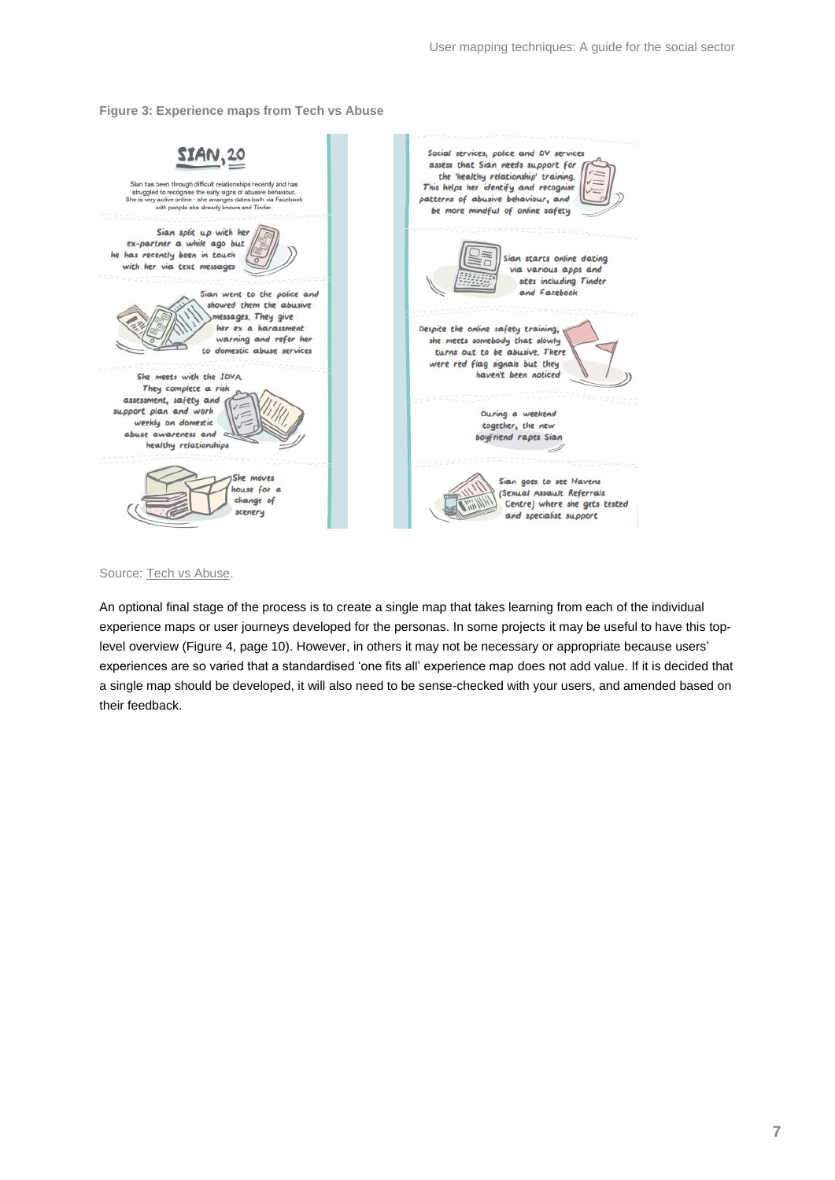**Figure 3: Experience maps from Tech vs Abuse**

SIAN, 20

Sian has been through difficult relationships recently and has struggled to recognise the early signs of abusive behaviour. She is very active online - she arranges dates both via Facebook with people she already knows and Tinder.

Sian split up with her ex-partner a while ago but he has recently been in touch with her via text messages

Sian went to the police and showed them the abusive messages. They give her ex a harassment warning and refer her to domestic abuse services

She meets with the IDVA. They complete a risk assessment, safety and support plan and work weekly on domestic abuse awareness and healthy relationships

She moves house for a change of scenery

Social services, police and DV services assess that Sian needs support for the 'healthy relationship' training. This helps her identify and recognise patterns of abusive behaviour, and be more mindful of online safety

Sian starts online dating via various apps and sites including Tinder and Facebook

Despite the online safety training, she meets somebody that slowly turns out to be abusive. There were red flag signals but they haven't been noticed

During a weekend together, the new boyfriend rapes Sian

Sian goes to see Havens (Sexual Assault Referrals Centre) where she gets tested and specialist support

Source: Tech vs Abuse.

An optional final stage of the process is to create a single map that takes learning from each of the individual experience maps or user journeys developed for the personas. In some projects it may be useful to have this top-level overview (Figure 4, page 10). However, in others it may not be necessary or appropriate because users' experiences are so varied that a standardised 'one fits all' experience map does not add value. If it is decided that a single map should be developed, it will also need to be sense-checked with your users, and amended based on their feedback.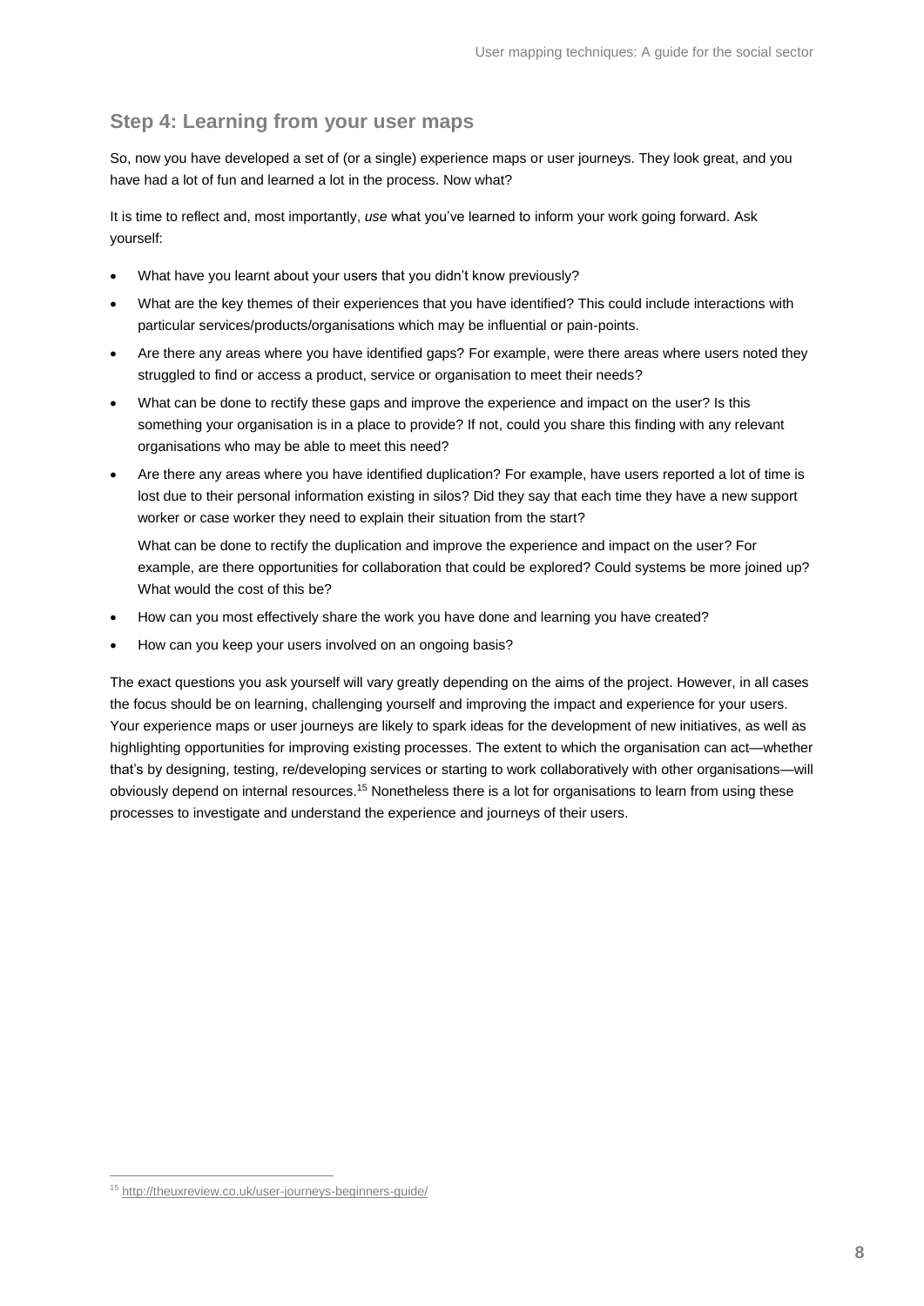## Step 4: Learning from your user maps

So, now you have developed a set of (or a single) experience maps or user journeys. They look great, and you have had a lot of fun and learned a lot in the process. Now what?

It is time to reflect and, most importantly, *use* what you've learned to inform your work going forward. Ask yourself:

- What have you learnt about your users that you didn't know previously?
- What are the key themes of their experiences that you have identified? This could include interactions with particular services/products/organisations which may be influential or pain-points.
- Are there any areas where you have identified gaps? For example, were there areas where users noted they struggled to find or access a product, service or organisation to meet their needs?
- What can be done to rectify these gaps and improve the experience and impact on the user? Is this something your organisation is in a place to provide? If not, could you share this finding with any relevant organisations who may be able to meet this need?
- Are there any areas where you have identified duplication? For example, have users reported a lot of time is lost due to their personal information existing in silos? Did they say that each time they have a new support worker or case worker they need to explain their situation from the start?

  What can be done to rectify the duplication and improve the experience and impact on the user? For example, are there opportunities for collaboration that could be explored? Could systems be more joined up? What would the cost of this be?
- How can you most effectively share the work you have done and learning you have created?
- How can you keep your users involved on an ongoing basis?

The exact questions you ask yourself will vary greatly depending on the aims of the project. However, in all cases the focus should be on learning, challenging yourself and improving the impact and experience for your users. Your experience maps or user journeys are likely to spark ideas for the development of new initiatives, as well as highlighting opportunities for improving existing processes. The extent to which the organisation can act—whether that's by designing, testing, re/developing services or starting to work collaboratively with other organisations—will obviously depend on internal resources.[15] Nonetheless there is a lot for organisations to learn from using these processes to investigate and understand the experience and journeys of their users.

[15] http://theuxreview.co.uk/user-journeys-beginners-guide/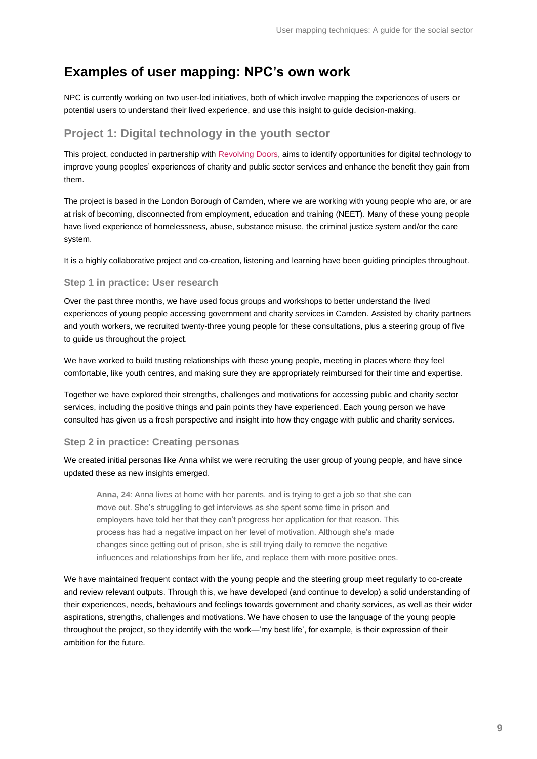## Examples of user mapping: NPC's own work

NPC is currently working on two user-led initiatives, both of which involve mapping the experiences of users or potential users to understand their lived experience, and use this insight to guide decision-making.

### Project 1: Digital technology in the youth sector

This project, conducted in partnership with [Revolving Doors](), aims to identify opportunities for digital technology to improve young peoples' experiences of charity and public sector services and enhance the benefit they gain from them.

The project is based in the London Borough of Camden, where we are working with young people who are, or are at risk of becoming, disconnected from employment, education and training (NEET). Many of these young people have lived experience of homelessness, abuse, substance misuse, the criminal justice system and/or the care system.

It is a highly collaborative project and co-creation, listening and learning have been guiding principles throughout.

#### Step 1 in practice: User research

Over the past three months, we have used focus groups and workshops to better understand the lived experiences of young people accessing government and charity services in Camden. Assisted by charity partners and youth workers, we recruited twenty-three young people for these consultations, plus a steering group of five to guide us throughout the project.

We have worked to build trusting relationships with these young people, meeting in places where they feel comfortable, like youth centres, and making sure they are appropriately reimbursed for their time and expertise.

Together we have explored their strengths, challenges and motivations for accessing public and charity sector services, including the positive things and pain points they have experienced. Each young person we have consulted has given us a fresh perspective and insight into how they engage with public and charity services.

#### Step 2 in practice: Creating personas

We created initial personas like Anna whilst we were recruiting the user group of young people, and have since updated these as new insights emerged.

> **Anna, 24**: Anna lives at home with her parents, and is trying to get a job so that she can move out. She's struggling to get interviews as she spent some time in prison and employers have told her that they can't progress her application for that reason. This process has had a negative impact on her level of motivation. Although she's made changes since getting out of prison, she is still trying daily to remove the negative influences and relationships from her life, and replace them with more positive ones.

We have maintained frequent contact with the young people and the steering group meet regularly to co-create and review relevant outputs. Through this, we have developed (and continue to develop) a solid understanding of their experiences, needs, behaviours and feelings towards government and charity services, as well as their wider aspirations, strengths, challenges and motivations. We have chosen to use the language of the young people throughout the project, so they identify with the work—'my best life', for example, is their expression of their ambition for the future.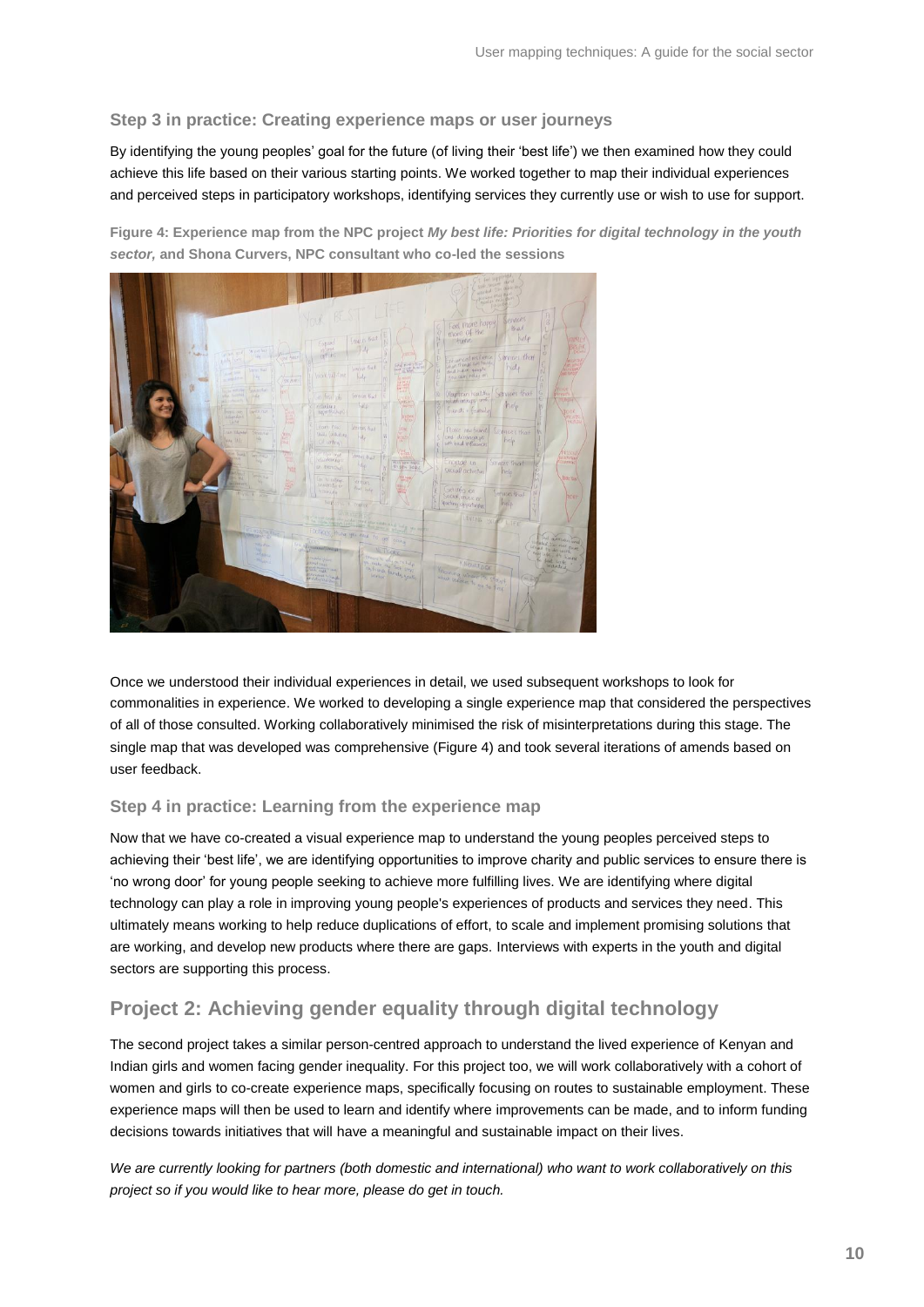### Step 3 in practice: Creating experience maps or user journeys

By identifying the young peoples' goal for the future (of living their 'best life') we then examined how they could achieve this life based on their various starting points. We worked together to map their individual experiences and perceived steps in participatory workshops, identifying services they currently use or wish to use for support.

**Figure 4: Experience map from the NPC project *My best life: Priorities for digital technology in the youth sector,* and Shona Curvers, NPC consultant who co-led the sessions**

Once we understood their individual experiences in detail, we used subsequent workshops to look for commonalities in experience. We worked to developing a single experience map that considered the perspectives of all of those consulted. Working collaboratively minimised the risk of misinterpretations during this stage. The single map that was developed was comprehensive (Figure 4) and took several iterations of amends based on user feedback.

### Step 4 in practice: Learning from the experience map

Now that we have co-created a visual experience map to understand the young peoples perceived steps to achieving their 'best life', we are identifying opportunities to improve charity and public services to ensure there is 'no wrong door' for young people seeking to achieve more fulfilling lives. We are identifying where digital technology can play a role in improving young people's experiences of products and services they need. This ultimately means working to help reduce duplications of effort, to scale and implement promising solutions that are working, and develop new products where there are gaps. Interviews with experts in the youth and digital sectors are supporting this process.

## Project 2: Achieving gender equality through digital technology

The second project takes a similar person-centred approach to understand the lived experience of Kenyan and Indian girls and women facing gender inequality. For this project too, we will work collaboratively with a cohort of women and girls to co-create experience maps, specifically focusing on routes to sustainable employment. These experience maps will then be used to learn and identify where improvements can be made, and to inform funding decisions towards initiatives that will have a meaningful and sustainable impact on their lives.

*We are currently looking for partners (both domestic and international) who want to work collaboratively on this project so if you would like to hear more, please do get in touch.*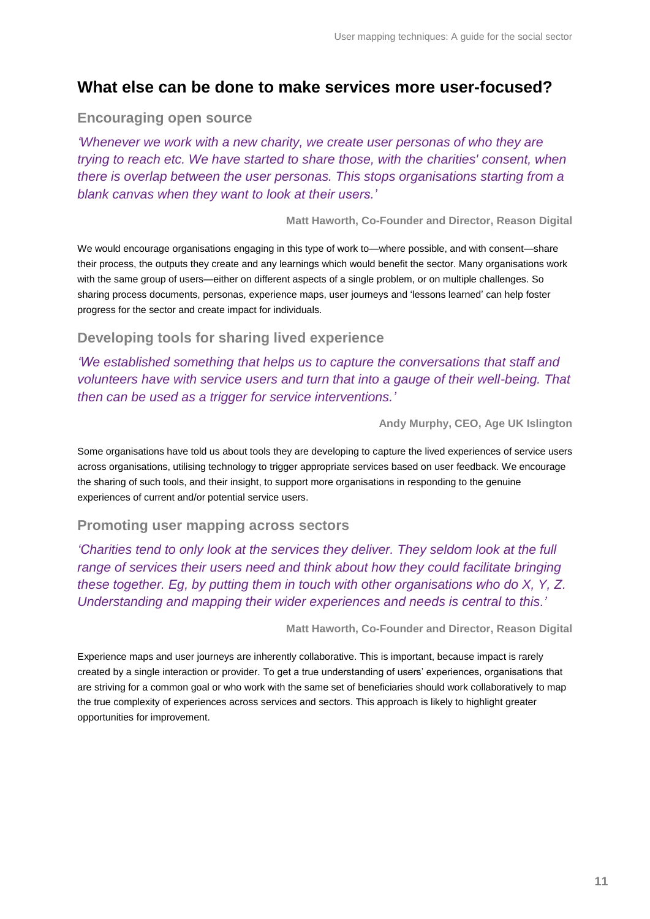## What else can be done to make services more user-focused?

### Encouraging open source

*'Whenever we work with a new charity, we create user personas of who they are trying to reach etc. We have started to share those, with the charities' consent, when there is overlap between the user personas. This stops organisations starting from a blank canvas when they want to look at their users.'*

**Matt Haworth, Co-Founder and Director, Reason Digital**

We would encourage organisations engaging in this type of work to—where possible, and with consent—share their process, the outputs they create and any learnings which would benefit the sector. Many organisations work with the same group of users—either on different aspects of a single problem, or on multiple challenges. So sharing process documents, personas, experience maps, user journeys and 'lessons learned' can help foster progress for the sector and create impact for individuals.

### Developing tools for sharing lived experience

*'We established something that helps us to capture the conversations that staff and volunteers have with service users and turn that into a gauge of their well-being. That then can be used as a trigger for service interventions.'*

**Andy Murphy, CEO, Age UK Islington**

Some organisations have told us about tools they are developing to capture the lived experiences of service users across organisations, utilising technology to trigger appropriate services based on user feedback. We encourage the sharing of such tools, and their insight, to support more organisations in responding to the genuine experiences of current and/or potential service users.

### Promoting user mapping across sectors

*'Charities tend to only look at the services they deliver. They seldom look at the full range of services their users need and think about how they could facilitate bringing these together. Eg, by putting them in touch with other organisations who do X, Y, Z. Understanding and mapping their wider experiences and needs is central to this.'*

**Matt Haworth, Co-Founder and Director, Reason Digital**

Experience maps and user journeys are inherently collaborative. This is important, because impact is rarely created by a single interaction or provider. To get a true understanding of users' experiences, organisations that are striving for a common goal or who work with the same set of beneficiaries should work collaboratively to map the true complexity of experiences across services and sectors. This approach is likely to highlight greater opportunities for improvement.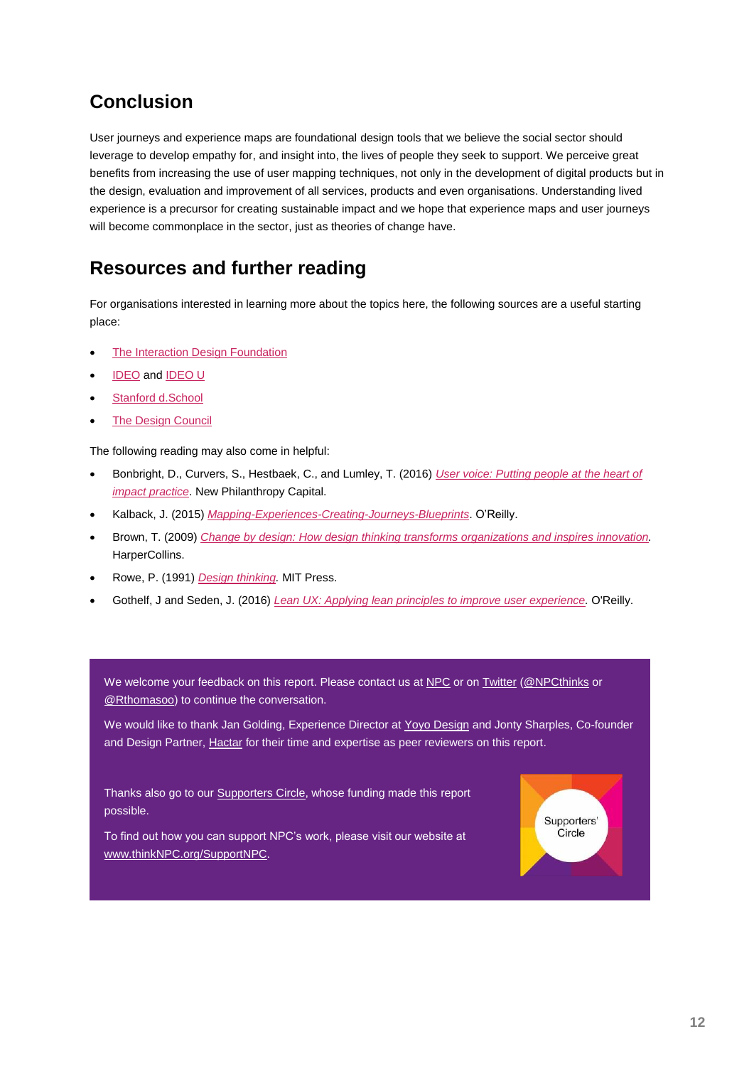## Conclusion

User journeys and experience maps are foundational design tools that we believe the social sector should leverage to develop empathy for, and insight into, the lives of people they seek to support. We perceive great benefits from increasing the use of user mapping techniques, not only in the development of digital products but in the design, evaluation and improvement of all services, products and even organisations. Understanding lived experience is a precursor for creating sustainable impact and we hope that experience maps and user journeys will become commonplace in the sector, just as theories of change have.

## Resources and further reading

For organisations interested in learning more about the topics here, the following sources are a useful starting place:

- The Interaction Design Foundation
- IDEO and IDEO U
- Stanford d.School
- The Design Council

The following reading may also come in helpful:

- Bonbright, D., Curvers, S., Hestbaek, C., and Lumley, T. (2016) *User voice: Putting people at the heart of impact practice*. New Philanthropy Capital.
- Kalback, J. (2015) *Mapping-Experiences-Creating-Journeys-Blueprints*. O'Reilly.
- Brown, T. (2009) *Change by design: How design thinking transforms organizations and inspires innovation*. HarperCollins.
- Rowe, P. (1991) *Design thinking*. MIT Press.
- Gothelf, J and Seden, J. (2016) *Lean UX: Applying lean principles to improve user experience*. O'Reilly.

We welcome your feedback on this report. Please contact us at NPC or on Twitter (@NPCthinks or @Rthomasoo) to continue the conversation.

We would like to thank Jan Golding, Experience Director at Yoyo Design and Jonty Sharples, Co-founder and Design Partner, Hactar for their time and expertise as peer reviewers on this report.

Thanks also go to our Supporters Circle, whose funding made this report possible.

To find out how you can support NPC's work, please visit our website at www.thinkNPC.org/SupportNPC.

Supporters' Circle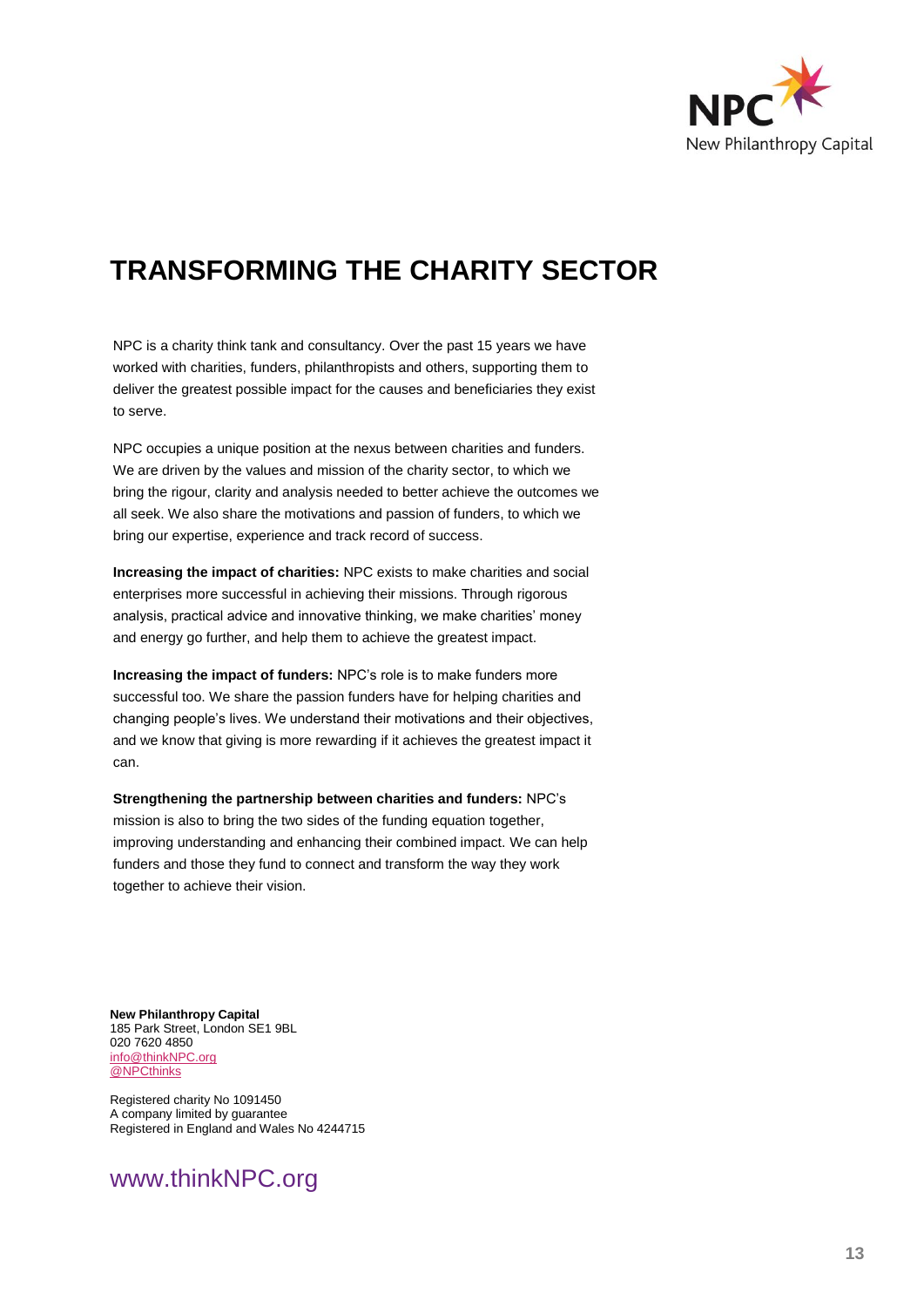NPC
New Philanthropy Capital

# TRANSFORMING THE CHARITY SECTOR

NPC is a charity think tank and consultancy. Over the past 15 years we have worked with charities, funders, philanthropists and others, supporting them to deliver the greatest possible impact for the causes and beneficiaries they exist to serve.

NPC occupies a unique position at the nexus between charities and funders. We are driven by the values and mission of the charity sector, to which we bring the rigour, clarity and analysis needed to better achieve the outcomes we all seek. We also share the motivations and passion of funders, to which we bring our expertise, experience and track record of success.

**Increasing the impact of charities:** NPC exists to make charities and social enterprises more successful in achieving their missions. Through rigorous analysis, practical advice and innovative thinking, we make charities' money and energy go further, and help them to achieve the greatest impact.

**Increasing the impact of funders:** NPC's role is to make funders more successful too. We share the passion funders have for helping charities and changing people's lives. We understand their motivations and their objectives, and we know that giving is more rewarding if it achieves the greatest impact it can.

**Strengthening the partnership between charities and funders:** NPC's mission is also to bring the two sides of the funding equation together, improving understanding and enhancing their combined impact. We can help funders and those they fund to connect and transform the way they work together to achieve their vision.

**New Philanthropy Capital**
185 Park Street, London SE1 9BL
020 7620 4850
info@thinkNPC.org
@NPCthinks

Registered charity No 1091450
A company limited by guarantee
Registered in England and Wales No 4244715

www.thinkNPC.org